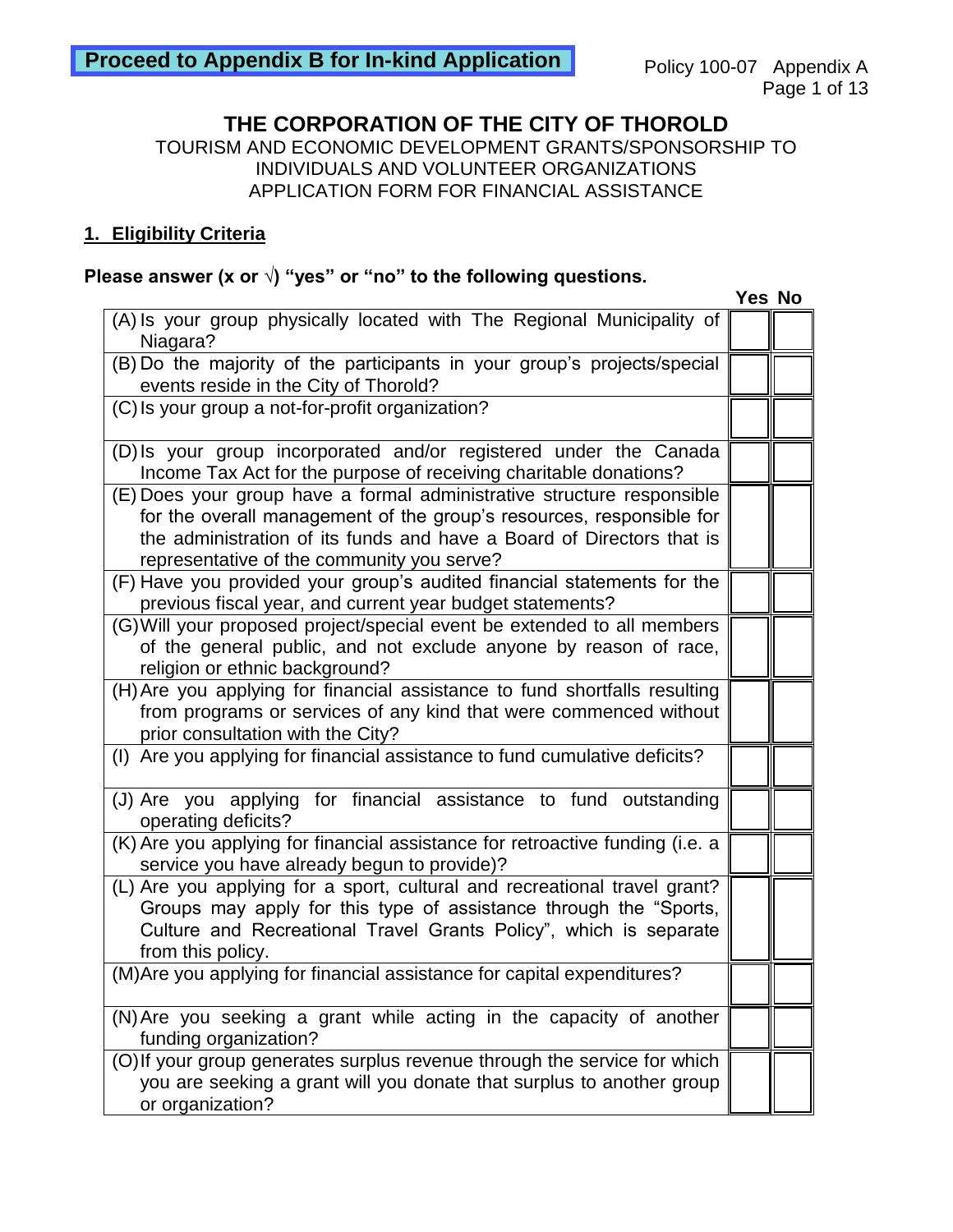**Proceed to Appendix B for In-kind Application**

# THE CORPORATION OF THE CITY OF THOROLD

TOURISM AND ECONOMIC DEVELOPMENT GRANTS/SPONSORSHIP TO INDIVIDUALS AND VOLUNTEER ORGANIZATIONS
APPLICATION FORM FOR FINANCIAL ASSISTANCE

## 1. Eligibility Criteria

**Please answer (x or √) "yes" or "no" to the following questions.**

| | Yes | No |
|---|---|---|
| (A) Is your group physically located with The Regional Municipality of Niagara? | | |
| (B) Do the majority of the participants in your group's projects/special events reside in the City of Thorold? | | |
| (C) Is your group a not-for-profit organization? | | |
| (D) Is your group incorporated and/or registered under the Canada Income Tax Act for the purpose of receiving charitable donations? | | |
| (E) Does your group have a formal administrative structure responsible for the overall management of the group's resources, responsible for the administration of its funds and have a Board of Directors that is representative of the community you serve? | | |
| (F) Have you provided your group's audited financial statements for the previous fiscal year, and current year budget statements? | | |
| (G) Will your proposed project/special event be extended to all members of the general public, and not exclude anyone by reason of race, religion or ethnic background? | | |
| (H) Are you applying for financial assistance to fund shortfalls resulting from programs or services of any kind that were commenced without prior consultation with the City? | | |
| (I) Are you applying for financial assistance to fund cumulative deficits? | | |
| (J) Are you applying for financial assistance to fund outstanding operating deficits? | | |
| (K) Are you applying for financial assistance for retroactive funding (i.e. a service you have already begun to provide)? | | |
| (L) Are you applying for a sport, cultural and recreational travel grant? Groups may apply for this type of assistance through the "Sports, Culture and Recreational Travel Grants Policy", which is separate from this policy. | | |
| (M) Are you applying for financial assistance for capital expenditures? | | |
| (N) Are you seeking a grant while acting in the capacity of another funding organization? | | |
| (O) If your group generates surplus revenue through the service for which you are seeking a grant will you donate that surplus to another group or organization? | | |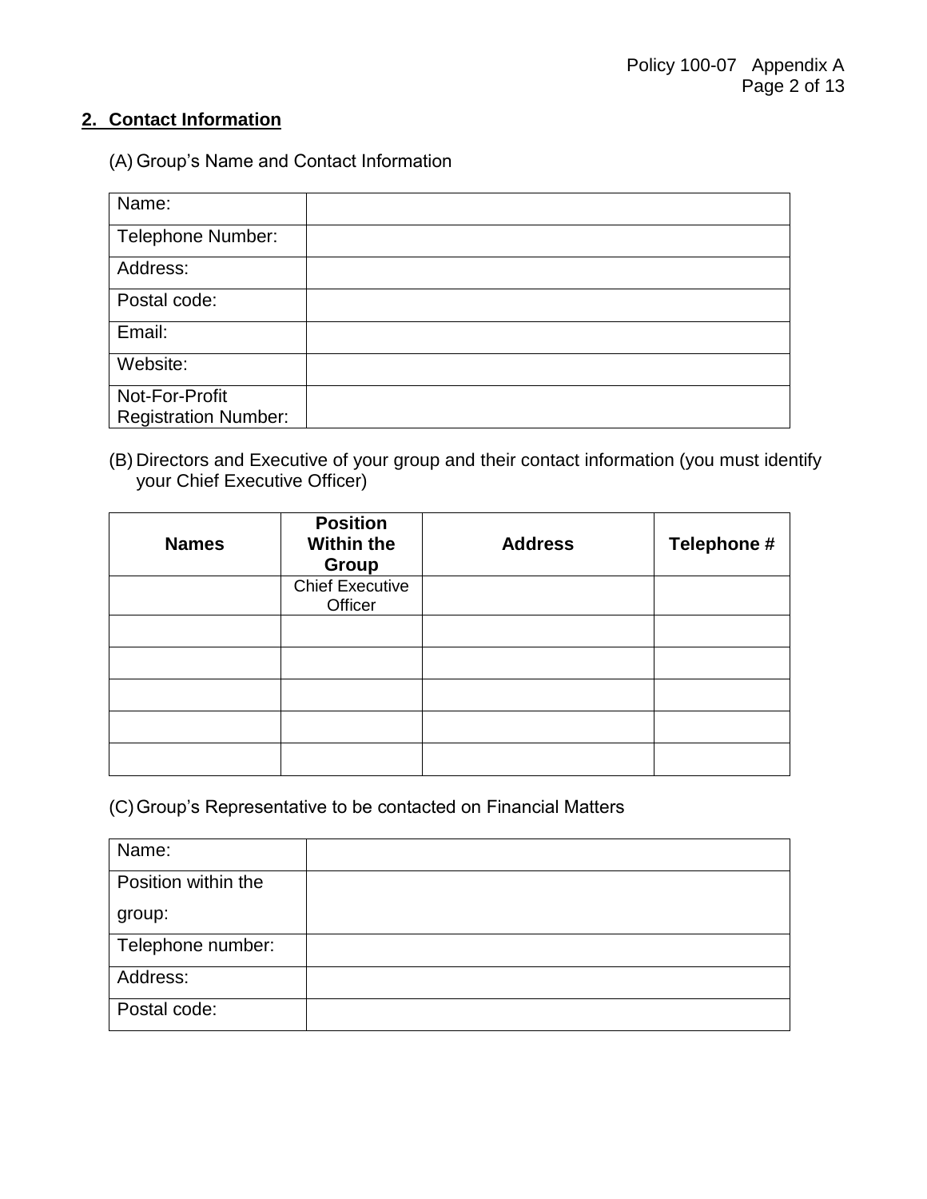## 2. Contact Information

(A) Group's Name and Contact Information

| | |
|---|---|
| Name: | |
| Telephone Number: | |
| Address: | |
| Postal code: | |
| Email: | |
| Website: | |
| Not-For-Profit Registration Number: | |

(B) Directors and Executive of your group and their contact information (you must identify your Chief Executive Officer)

| Names | Position Within the Group | Address | Telephone # |
|---|---|---|---|
| | Chief Executive Officer | | |
| | | | |
| | | | |
| | | | |
| | | | |
| | | | |

(C) Group's Representative to be contacted on Financial Matters

| | |
|---|---|
| Name: | |
| Position within the group: | |
| Telephone number: | |
| Address: | |
| Postal code: | |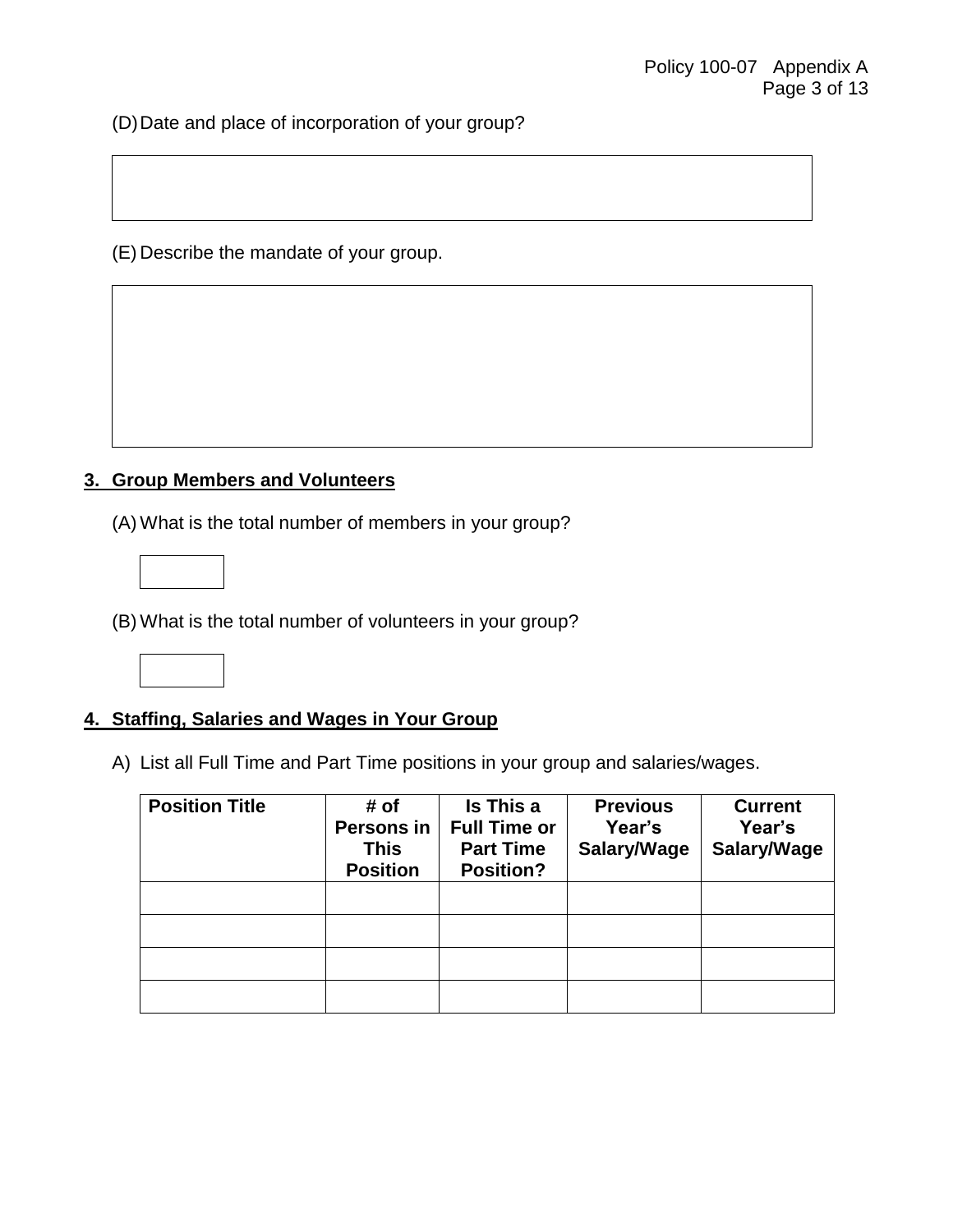(D) Date and place of incorporation of your group?

(E) Describe the mandate of your group.

## 3. Group Members and Volunteers

(A) What is the total number of members in your group?

(B) What is the total number of volunteers in your group?

## 4. Staffing, Salaries and Wages in Your Group

A) List all Full Time and Part Time positions in your group and salaries/wages.

| Position Title | # of Persons in This Position | Is This a Full Time or Part Time Position? | Previous Year's Salary/Wage | Current Year's Salary/Wage |
|---|---|---|---|---|
| | | | | |
| | | | | |
| | | | | |
| | | | | |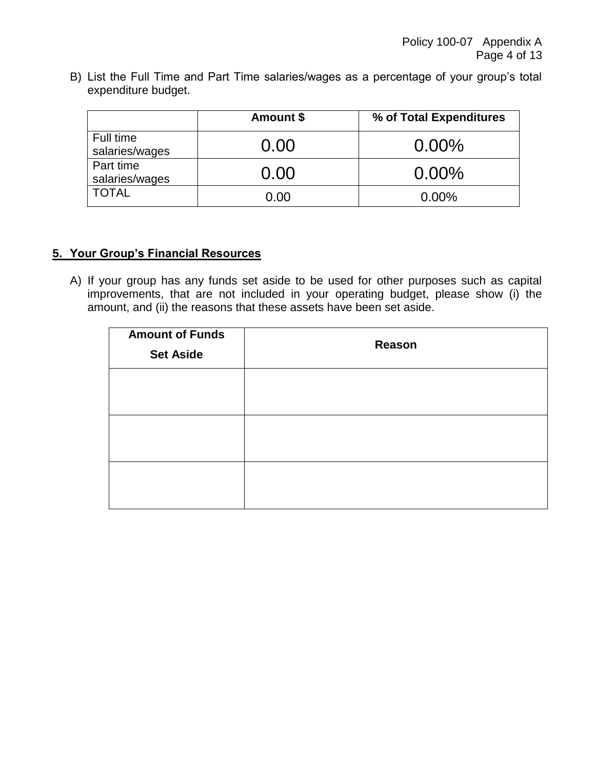B) List the Full Time and Part Time salaries/wages as a percentage of your group's total expenditure budget.

| | Amount $ | % of Total Expenditures |
|---|---|---|
| Full time salaries/wages | 0.00 | 0.00% |
| Part time salaries/wages | 0.00 | 0.00% |
| TOTAL | 0.00 | 0.00% |

## 5. Your Group's Financial Resources

A) If your group has any funds set aside to be used for other purposes such as capital improvements, that are not included in your operating budget, please show (i) the amount, and (ii) the reasons that these assets have been set aside.

| Amount of Funds Set Aside | Reason |
|---|---|
| | |
| | |
| | |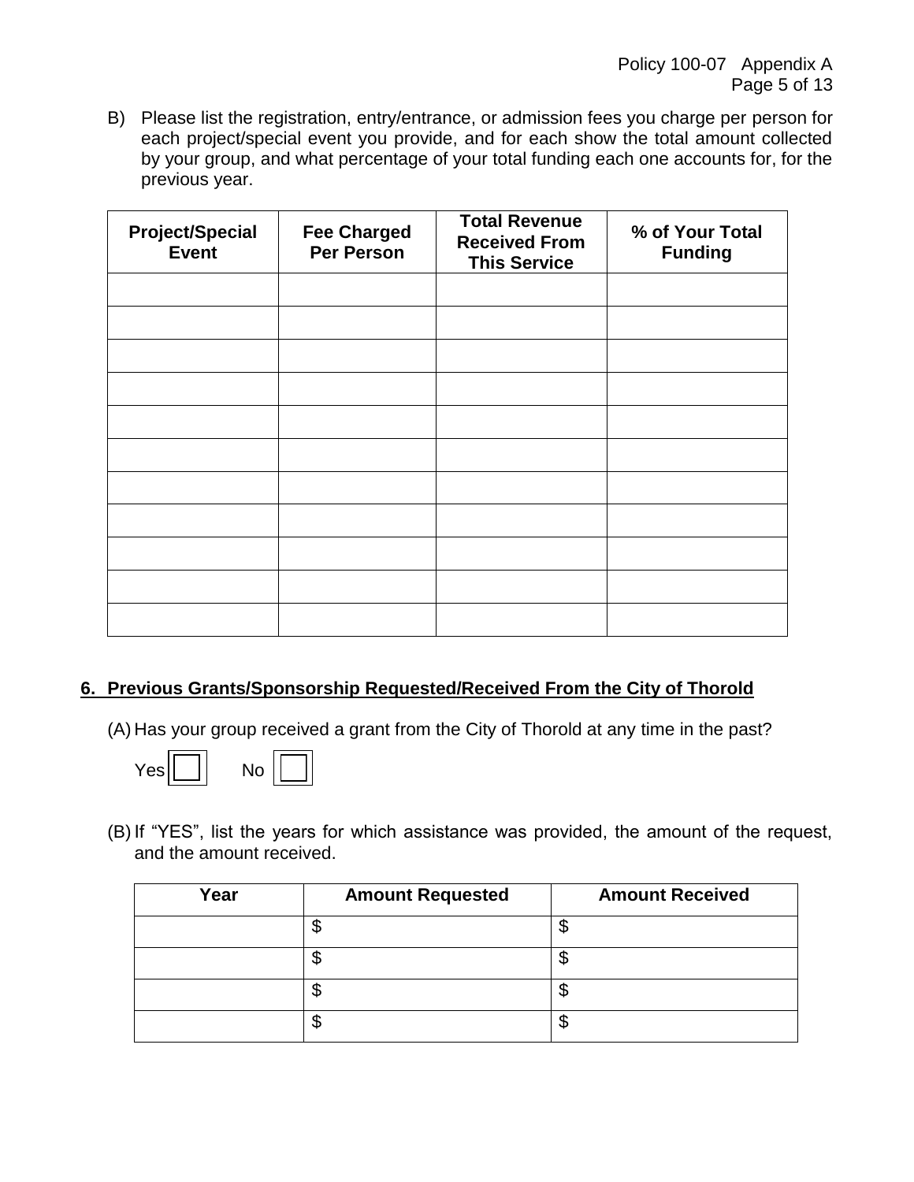B) Please list the registration, entry/entrance, or admission fees you charge per person for each project/special event you provide, and for each show the total amount collected by your group, and what percentage of your total funding each one accounts for, for the previous year.

| Project/Special Event | Fee Charged Per Person | Total Revenue Received From This Service | % of Your Total Funding |
|---|---|---|---|
| | | | |
| | | | |
| | | | |
| | | | |
| | | | |
| | | | |
| | | | |
| | | | |
| | | | |
| | | | |
| | | | |

## 6. Previous Grants/Sponsorship Requested/Received From the City of Thorold

(A) Has your group received a grant from the City of Thorold at any time in the past?

Yes ☐ No ☐

(B) If "YES", list the years for which assistance was provided, the amount of the request, and the amount received.

| Year | Amount Requested | Amount Received |
|---|---|---|
| | $ | $ |
| | $ | $ |
| | $ | $ |
| | $ | $ |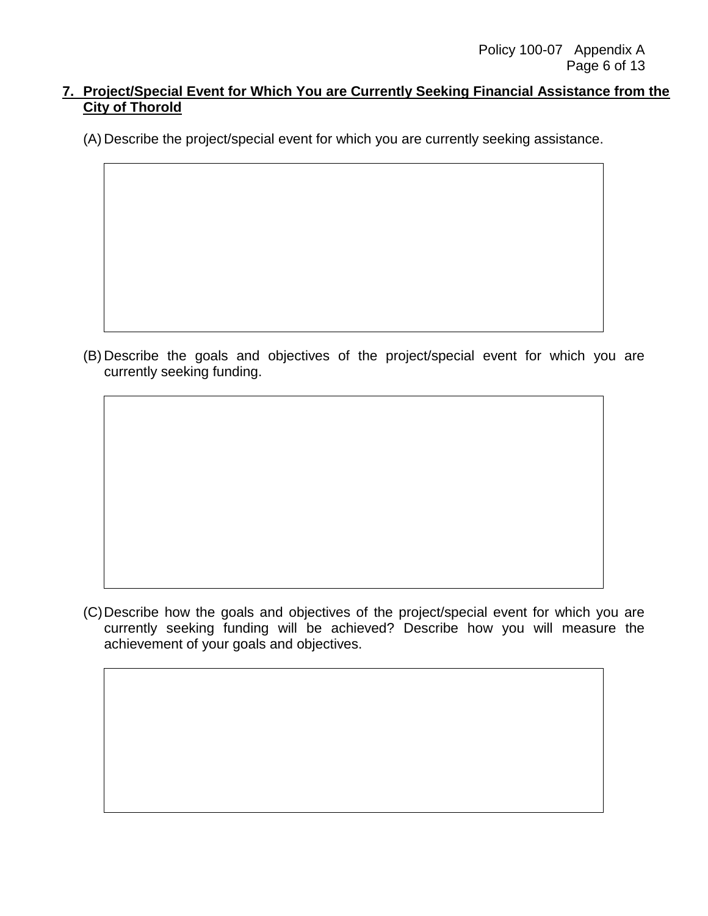## 7. Project/Special Event for Which You are Currently Seeking Financial Assistance from the City of Thorold

(A) Describe the project/special event for which you are currently seeking assistance.

| |
|---|
| |

(B) Describe the goals and objectives of the project/special event for which you are currently seeking funding.

| |
|---|
| |

(C) Describe how the goals and objectives of the project/special event for which you are currently seeking funding will be achieved? Describe how you will measure the achievement of your goals and objectives.

| |
|---|
| |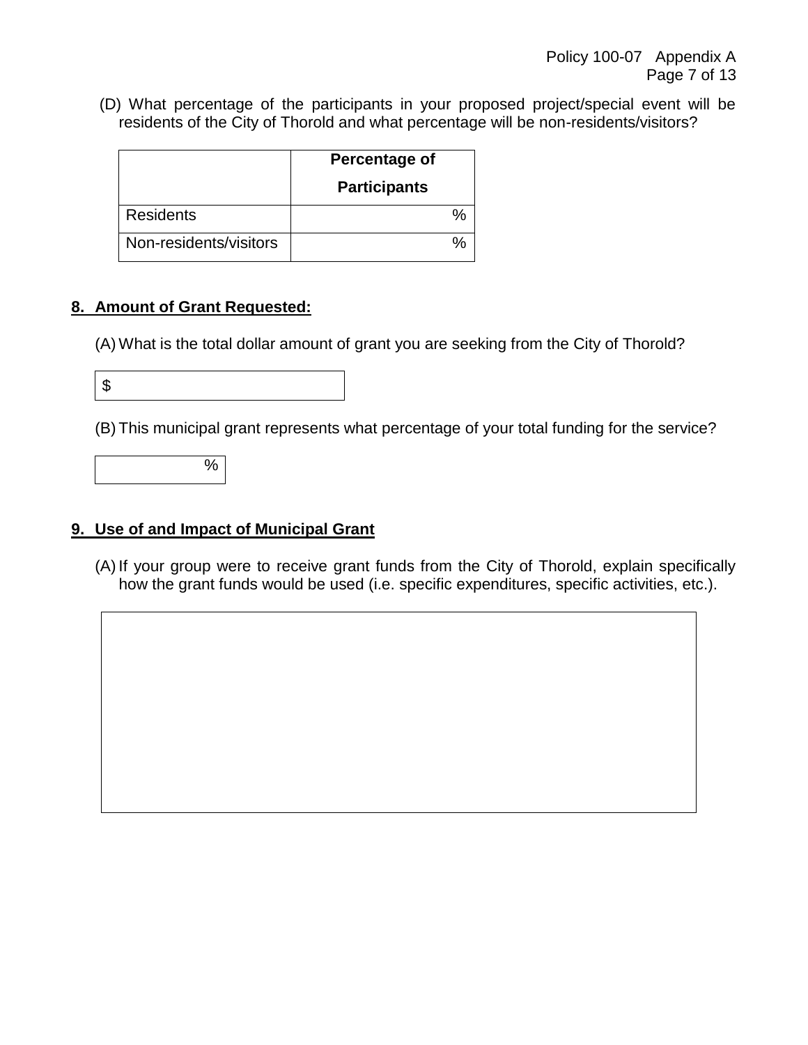(D) What percentage of the participants in your proposed project/special event will be residents of the City of Thorold and what percentage will be non-residents/visitors?

| | **Percentage of Participants** |
|---|---|
| Residents | % |
| Non-residents/visitors | % |

## 8. Amount of Grant Requested:

(A) What is the total dollar amount of grant you are seeking from the City of Thorold?

| $ |
|---|

(B) This municipal grant represents what percentage of your total funding for the service?

| % |
|---|

## 9. Use of and Impact of Municipal Grant

(A) If your group were to receive grant funds from the City of Thorold, explain specifically how the grant funds would be used (i.e. specific expenditures, specific activities, etc.).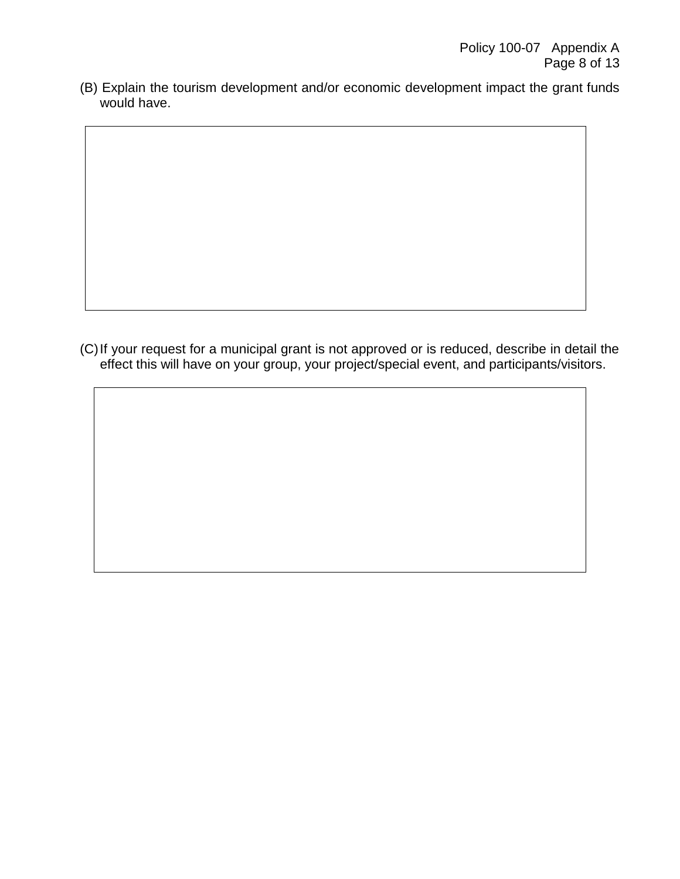(B) Explain the tourism development and/or economic development impact the grant funds would have.

(C) If your request for a municipal grant is not approved or is reduced, describe in detail the effect this will have on your group, your project/special event, and participants/visitors.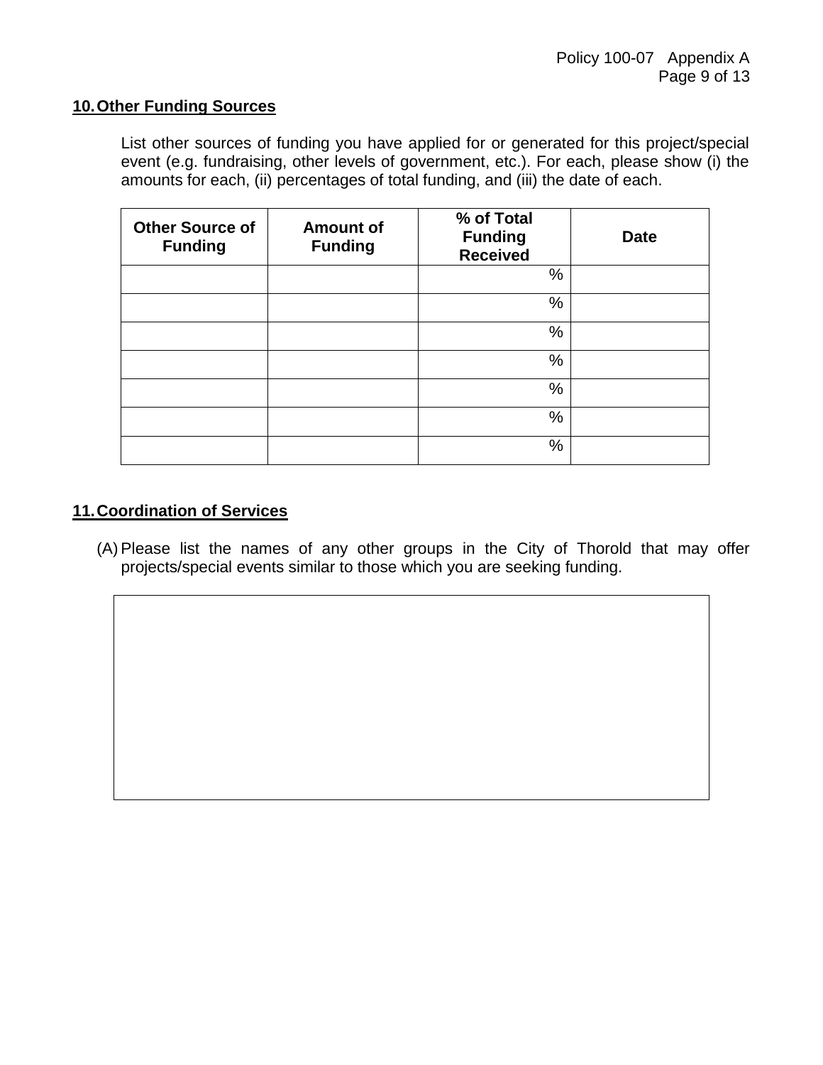## 10. Other Funding Sources

List other sources of funding you have applied for or generated for this project/special event (e.g. fundraising, other levels of government, etc.). For each, please show (i) the amounts for each, (ii) percentages of total funding, and (iii) the date of each.

| Other Source of Funding | Amount of Funding | % of Total Funding Received | Date |
|---|---|---|---|
| | | % | |
| | | % | |
| | | % | |
| | | % | |
| | | % | |
| | | % | |
| | | % | |

## 11. Coordination of Services

(A) Please list the names of any other groups in the City of Thorold that may offer projects/special events similar to those which you are seeking funding.

| |
|---|
| |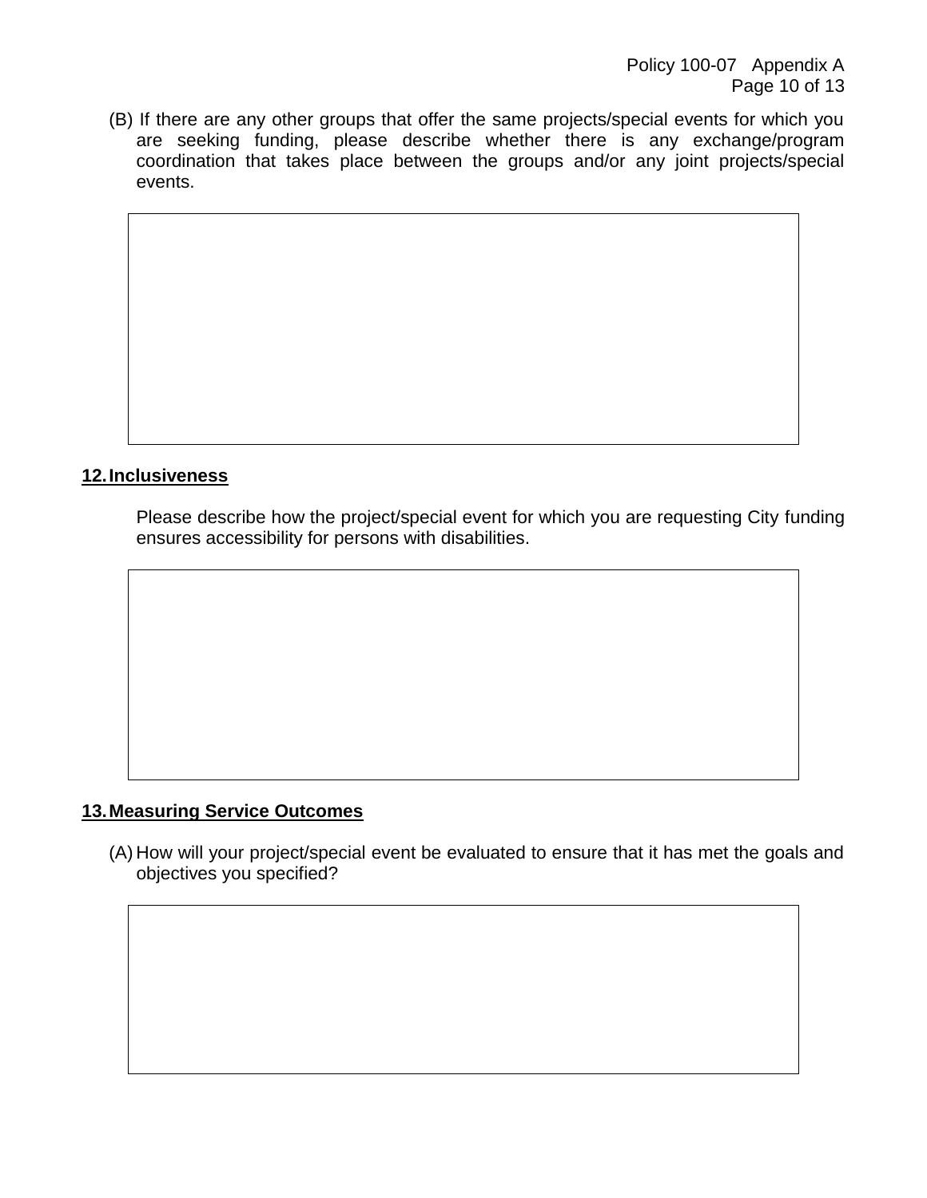(B) If there are any other groups that offer the same projects/special events for which you are seeking funding, please describe whether there is any exchange/program coordination that takes place between the groups and/or any joint projects/special events.

**12. Inclusiveness**

Please describe how the project/special event for which you are requesting City funding ensures accessibility for persons with disabilities.

**13. Measuring Service Outcomes**

(A) How will your project/special event be evaluated to ensure that it has met the goals and objectives you specified?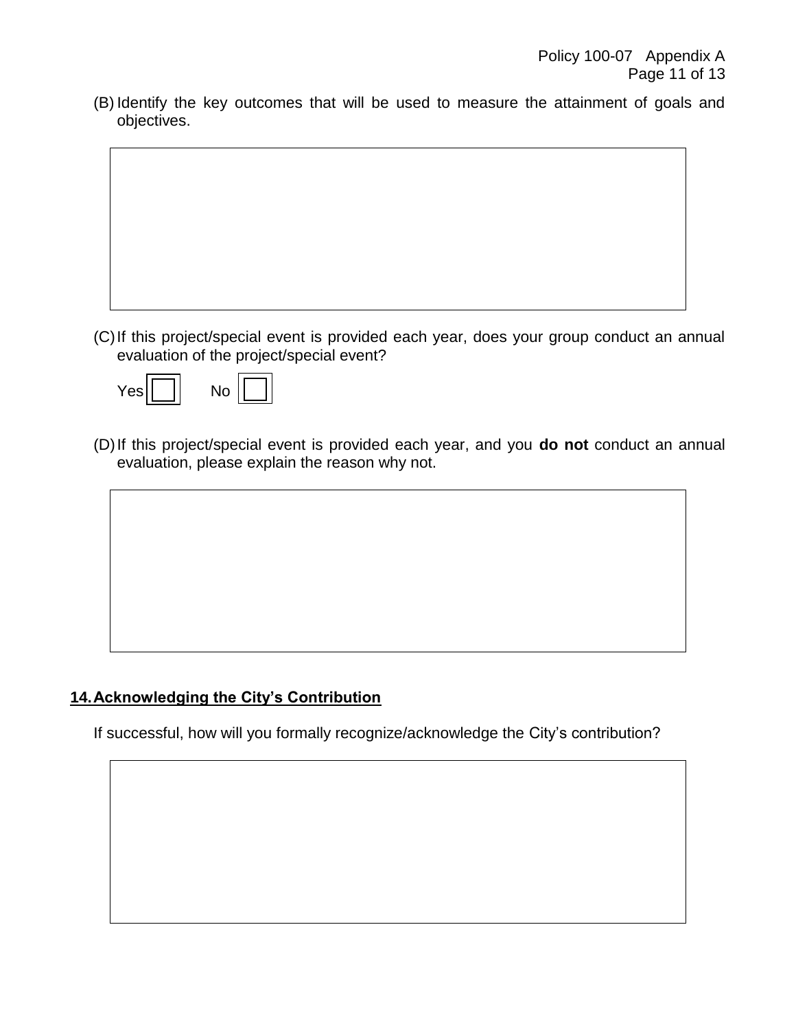(B) Identify the key outcomes that will be used to measure the attainment of goals and objectives.

(C) If this project/special event is provided each year, does your group conduct an annual evaluation of the project/special event?

Yes ☐ No ☐

(D) If this project/special event is provided each year, and you **do not** conduct an annual evaluation, please explain the reason why not.

## 14. Acknowledging the City's Contribution

If successful, how will you formally recognize/acknowledge the City's contribution?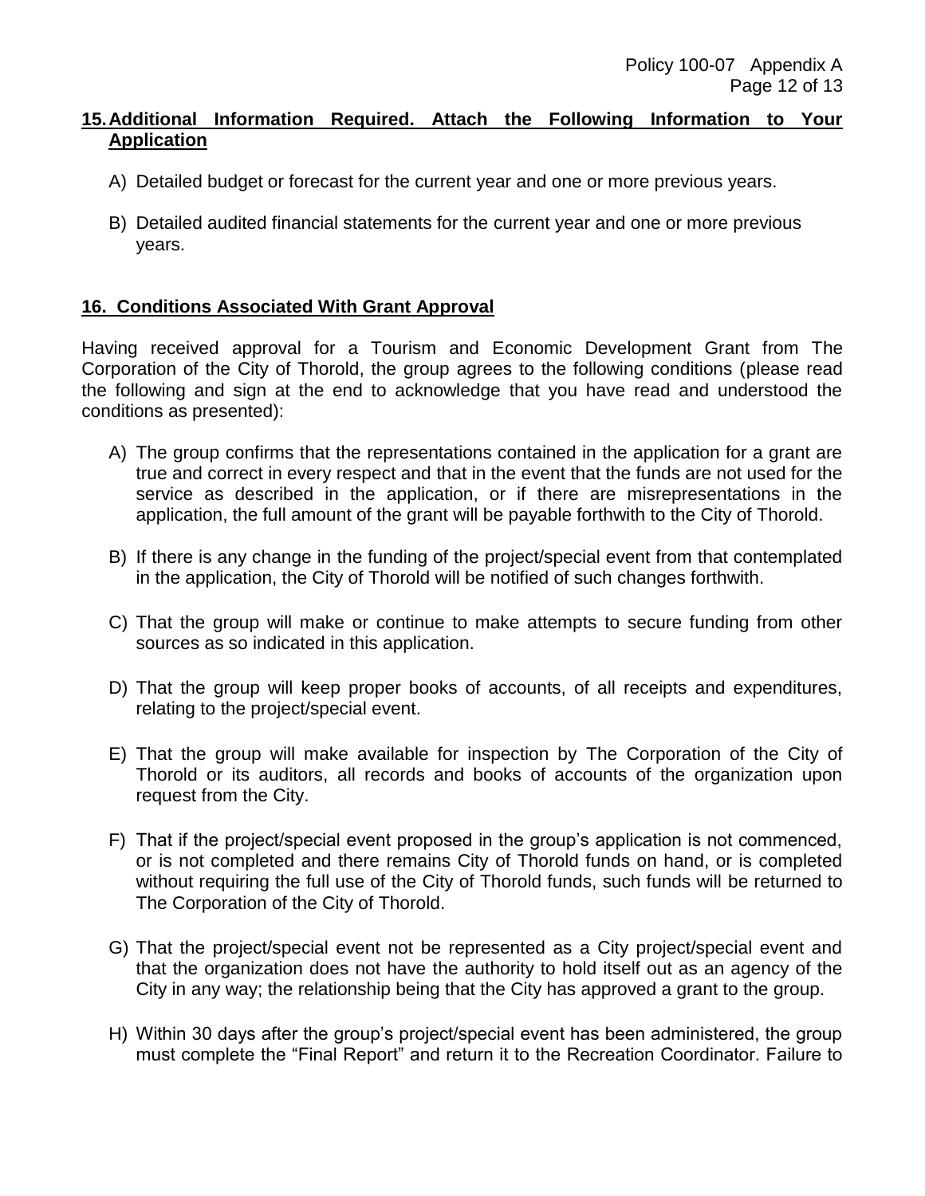## 15. Additional Information Required. Attach the Following Information to Your Application

A) Detailed budget or forecast for the current year and one or more previous years.

B) Detailed audited financial statements for the current year and one or more previous years.

## 16. Conditions Associated With Grant Approval

Having received approval for a Tourism and Economic Development Grant from The Corporation of the City of Thorold, the group agrees to the following conditions (please read the following and sign at the end to acknowledge that you have read and understood the conditions as presented):

A) The group confirms that the representations contained in the application for a grant are true and correct in every respect and that in the event that the funds are not used for the service as described in the application, or if there are misrepresentations in the application, the full amount of the grant will be payable forthwith to the City of Thorold.

B) If there is any change in the funding of the project/special event from that contemplated in the application, the City of Thorold will be notified of such changes forthwith.

C) That the group will make or continue to make attempts to secure funding from other sources as so indicated in this application.

D) That the group will keep proper books of accounts, of all receipts and expenditures, relating to the project/special event.

E) That the group will make available for inspection by The Corporation of the City of Thorold or its auditors, all records and books of accounts of the organization upon request from the City.

F) That if the project/special event proposed in the group's application is not commenced, or is not completed and there remains City of Thorold funds on hand, or is completed without requiring the full use of the City of Thorold funds, such funds will be returned to The Corporation of the City of Thorold.

G) That the project/special event not be represented as a City project/special event and that the organization does not have the authority to hold itself out as an agency of the City in any way; the relationship being that the City has approved a grant to the group.

H) Within 30 days after the group's project/special event has been administered, the group must complete the "Final Report" and return it to the Recreation Coordinator. Failure to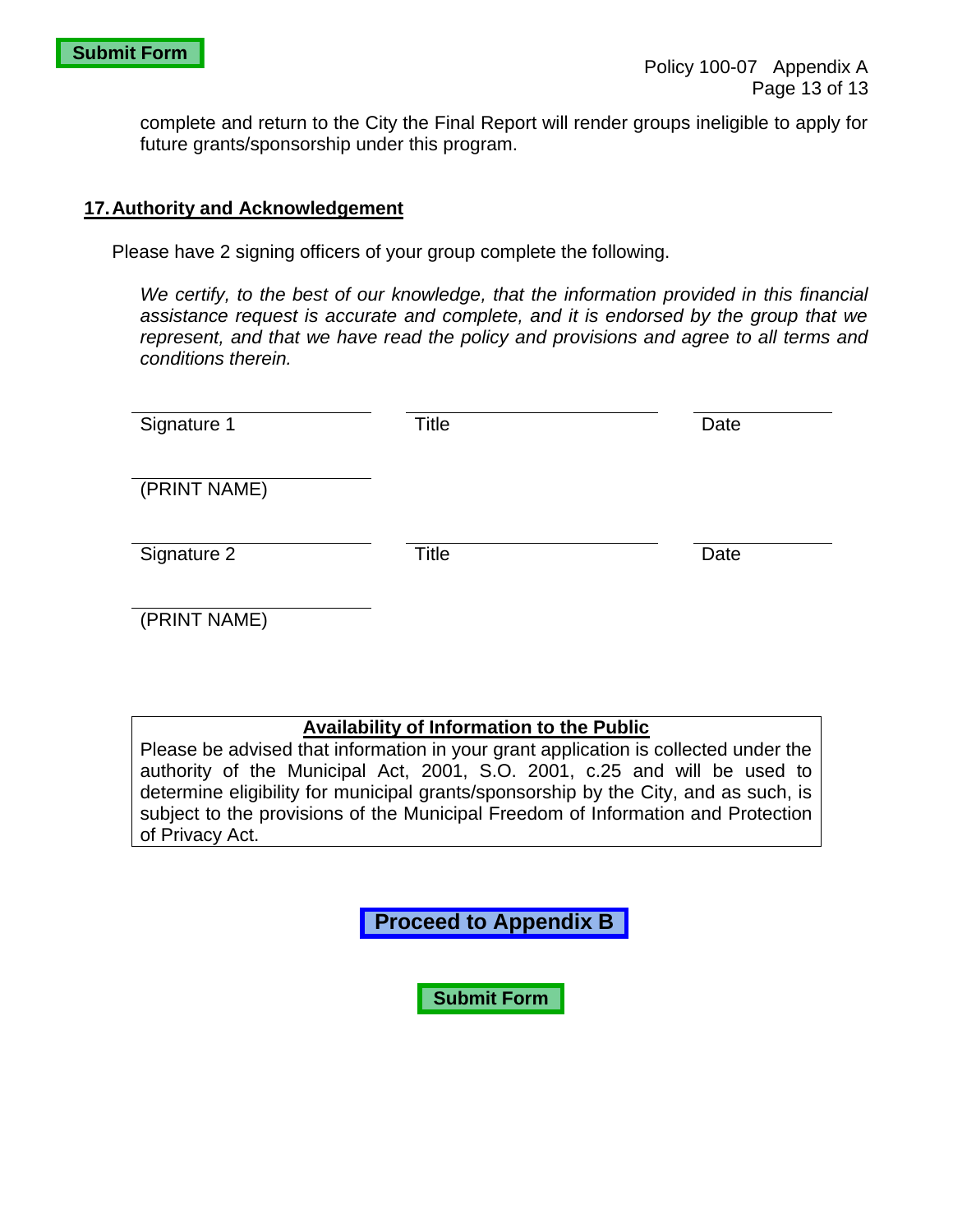Submit Form

complete and return to the City the Final Report will render groups ineligible to apply for future grants/sponsorship under this program.

## 17. Authority and Acknowledgement

Please have 2 signing officers of your group complete the following.

*We certify, to the best of our knowledge, that the information provided in this financial assistance request is accurate and complete, and it is endorsed by the group that we represent, and that we have read the policy and provisions and agree to all terms and conditions therein.*

| Signature 1 | Title | Date |
|---|---|---|
| (PRINT NAME) | | |
| Signature 2 | Title | Date |
| (PRINT NAME) | | |

**Availability of Information to the Public**

Please be advised that information in your grant application is collected under the authority of the Municipal Act, 2001, S.O. 2001, c.25 and will be used to determine eligibility for municipal grants/sponsorship by the City, and as such, is subject to the provisions of the Municipal Freedom of Information and Protection of Privacy Act.

**Proceed to Appendix B**

**Submit Form**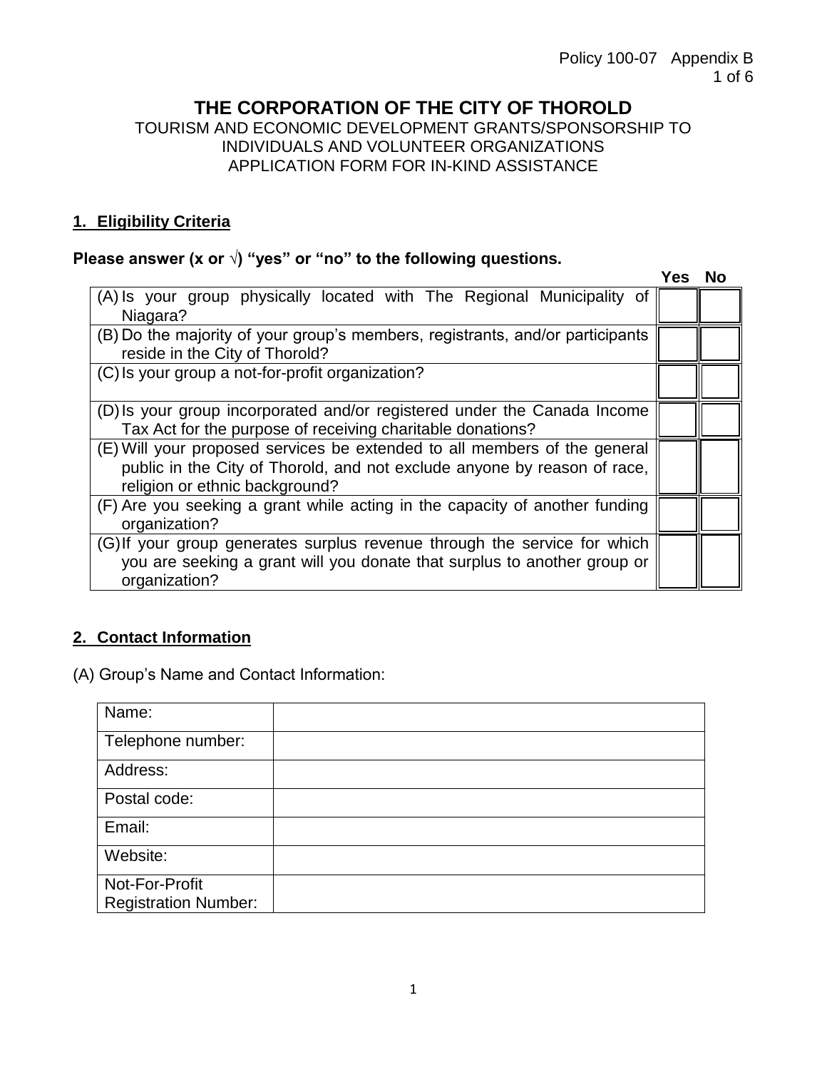Policy 100-07 Appendix B

# THE CORPORATION OF THE CITY OF THOROLD

TOURISM AND ECONOMIC DEVELOPMENT GRANTS/SPONSORSHIP TO INDIVIDUALS AND VOLUNTEER ORGANIZATIONS
APPLICATION FORM FOR IN-KIND ASSISTANCE

## 1. Eligibility Criteria

**Please answer (x or √) "yes" or "no" to the following questions.**

| | Yes | No |
|---|---|---|
| (A) Is your group physically located with The Regional Municipality of Niagara? | | |
| (B) Do the majority of your group's members, registrants, and/or participants reside in the City of Thorold? | | |
| (C) Is your group a not-for-profit organization? | | |
| (D) Is your group incorporated and/or registered under the Canada Income Tax Act for the purpose of receiving charitable donations? | | |
| (E) Will your proposed services be extended to all members of the general public in the City of Thorold, and not exclude anyone by reason of race, religion or ethnic background? | | |
| (F) Are you seeking a grant while acting in the capacity of another funding organization? | | |
| (G) If your group generates surplus revenue through the service for which you are seeking a grant will you donate that surplus to another group or organization? | | |

## 2. Contact Information

(A) Group's Name and Contact Information:

| Name: | |
|---|---|
| Telephone number: | |
| Address: | |
| Postal code: | |
| Email: | |
| Website: | |
| Not-For-Profit Registration Number: | |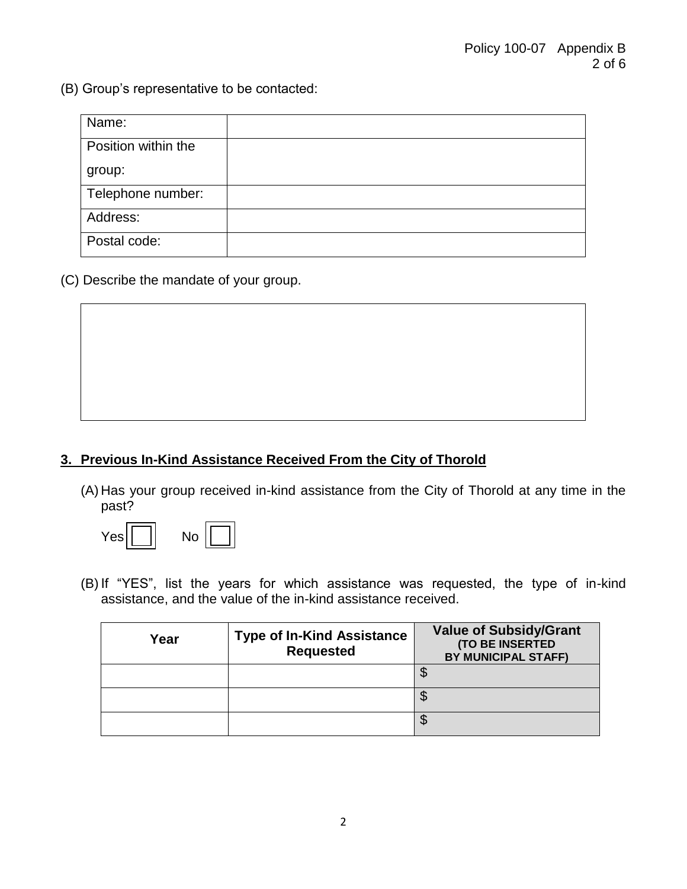(B) Group's representative to be contacted:

| Name: | |
|---|---|
| Position within the group: | |
| Telephone number: | |
| Address: | |
| Postal code: | |

(C) Describe the mandate of your group.

| |
|---|
| |

## 3. Previous In-Kind Assistance Received From the City of Thorold

(A) Has your group received in-kind assistance from the City of Thorold at any time in the past?

Yes ☐  No ☐

(B) If "YES", list the years for which assistance was requested, the type of in-kind assistance, and the value of the in-kind assistance received.

| Year | Type of In-Kind Assistance Requested | Value of Subsidy/Grant (TO BE INSERTED BY MUNICIPAL STAFF) |
|---|---|---|
| | | $ |
| | | $ |
| | | $ |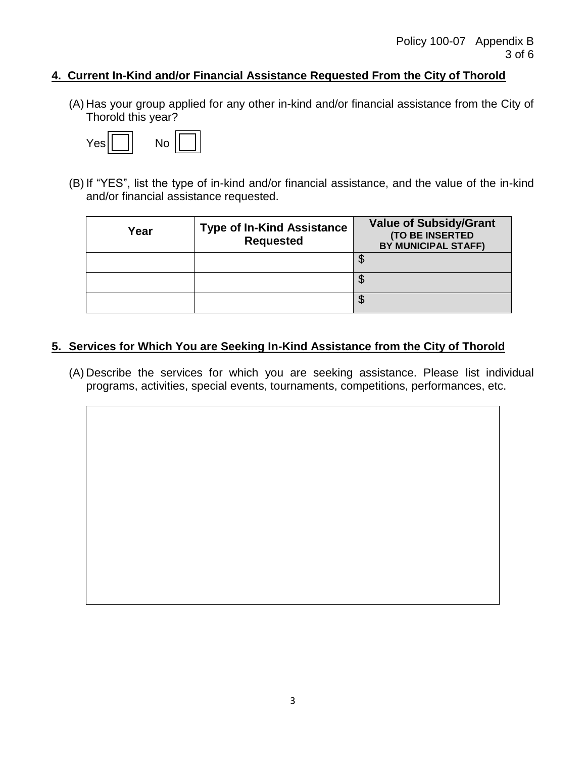## 4. Current In-Kind and/or Financial Assistance Requested From the City of Thorold

(A) Has your group applied for any other in-kind and/or financial assistance from the City of Thorold this year?

Yes ☐ No ☐

(B) If "YES", list the type of in-kind and/or financial assistance, and the value of the in-kind and/or financial assistance requested.

| Year | Type of In-Kind Assistance Requested | Value of Subsidy/Grant (TO BE INSERTED BY MUNICIPAL STAFF) |
|---|---|---|
| | | $ |
| | | $ |
| | | $ |

## 5. Services for Which You are Seeking In-Kind Assistance from the City of Thorold

(A) Describe the services for which you are seeking assistance. Please list individual programs, activities, special events, tournaments, competitions, performances, etc.

| |
|---|
| |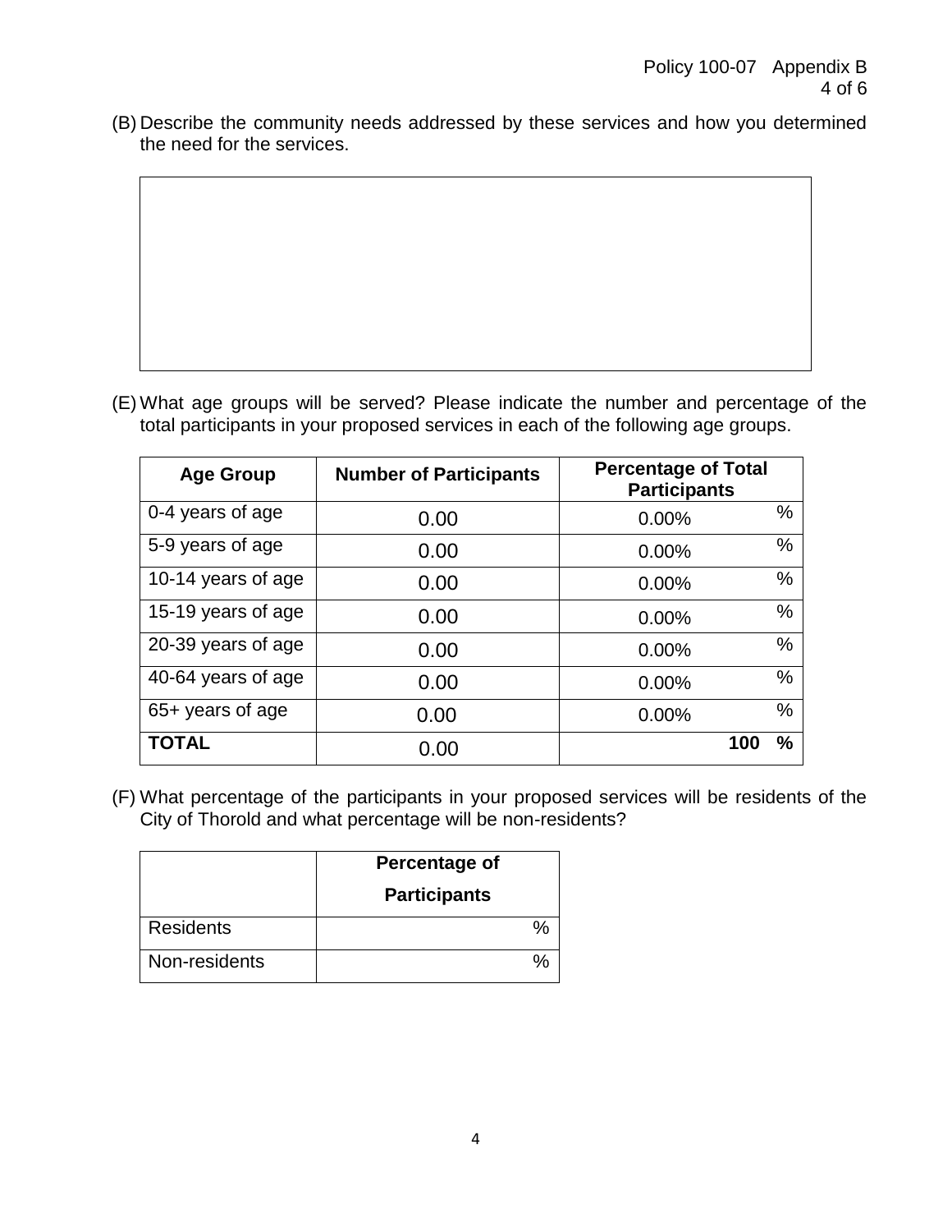(B) Describe the community needs addressed by these services and how you determined the need for the services.

(E) What age groups will be served? Please indicate the number and percentage of the total participants in your proposed services in each of the following age groups.

| Age Group | Number of Participants | Percentage of Total Participants |
|---|---|---|
| 0-4 years of age | 0.00 | 0.00% % |
| 5-9 years of age | 0.00 | 0.00% % |
| 10-14 years of age | 0.00 | 0.00% % |
| 15-19 years of age | 0.00 | 0.00% % |
| 20-39 years of age | 0.00 | 0.00% % |
| 40-64 years of age | 0.00 | 0.00% % |
| 65+ years of age | 0.00 | 0.00% % |
| **TOTAL** | 0.00 | **100 %** |

(F) What percentage of the participants in your proposed services will be residents of the City of Thorold and what percentage will be non-residents?

| | Percentage of Participants |
|---|---|
| Residents | % |
| Non-residents | % |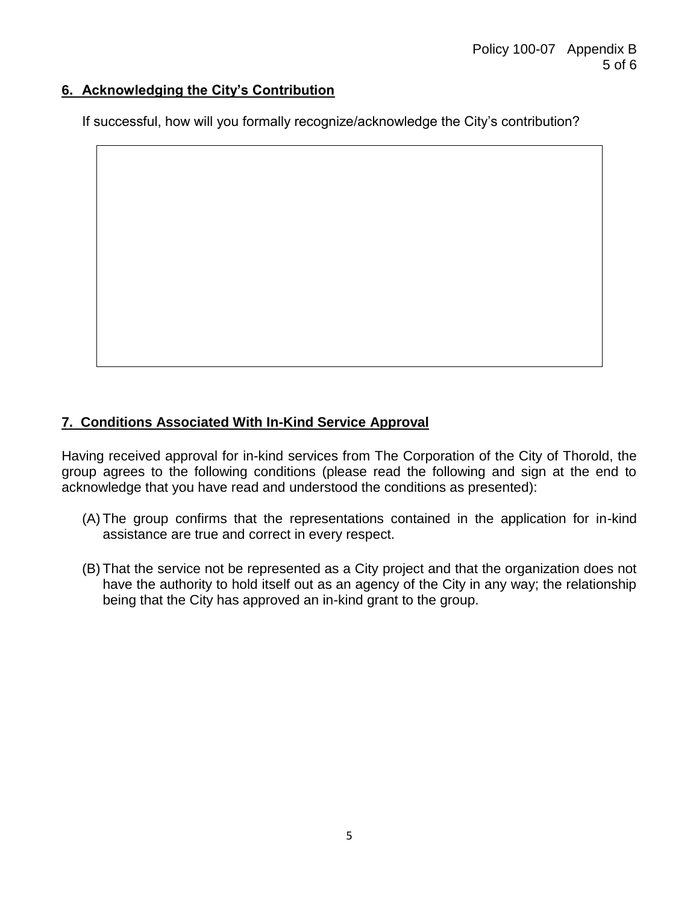## 6. Acknowledging the City's Contribution

If successful, how will you formally recognize/acknowledge the City's contribution?

## 7. Conditions Associated With In-Kind Service Approval

Having received approval for in-kind services from The Corporation of the City of Thorold, the group agrees to the following conditions (please read the following and sign at the end to acknowledge that you have read and understood the conditions as presented):

(A) The group confirms that the representations contained in the application for in-kind assistance are true and correct in every respect.

(B) That the service not be represented as a City project and that the organization does not have the authority to hold itself out as an agency of the City in any way; the relationship being that the City has approved an in-kind grant to the group.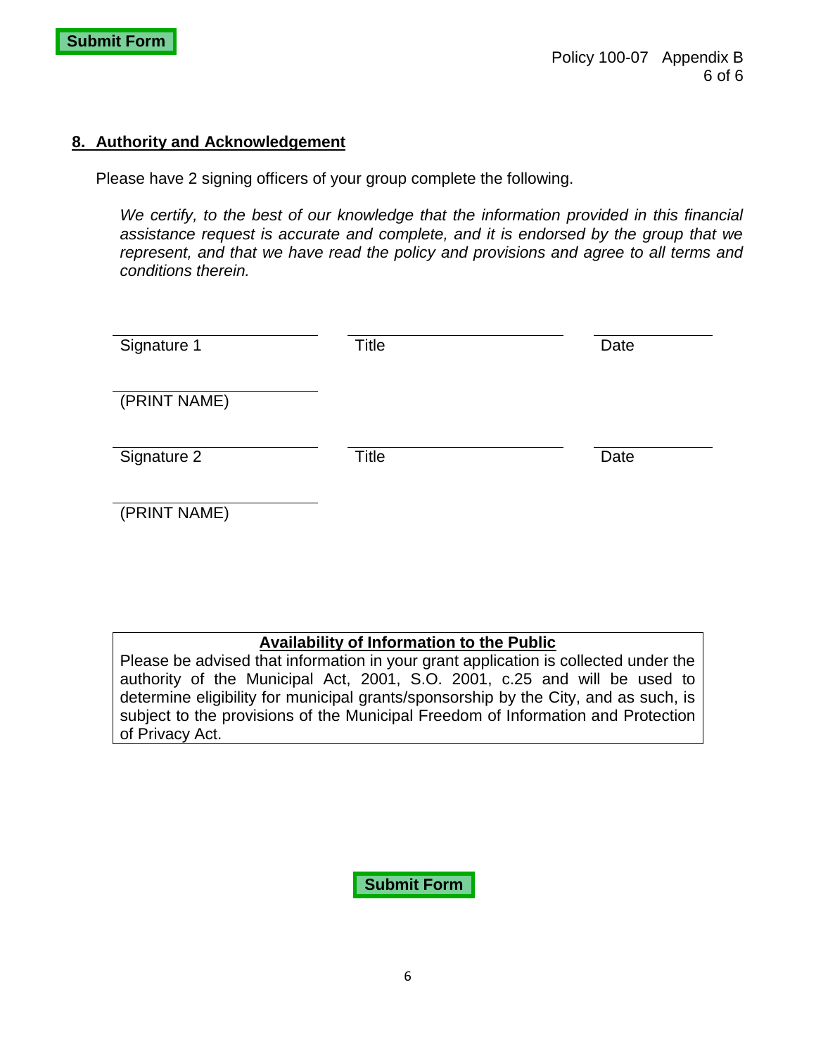Submit Form

## 8. Authority and Acknowledgement

Please have 2 signing officers of your group complete the following.

*We certify, to the best of our knowledge that the information provided in this financial assistance request is accurate and complete, and it is endorsed by the group that we represent, and that we have read the policy and provisions and agree to all terms and conditions therein.*

| | | |
|---|---|---|
| Signature 1 | Title | Date |
| (PRINT NAME) | | |
| Signature 2 | Title | Date |
| (PRINT NAME) | | |

**Availability of Information to the Public**

Please be advised that information in your grant application is collected under the authority of the Municipal Act, 2001, S.O. 2001, c.25 and will be used to determine eligibility for municipal grants/sponsorship by the City, and as such, is subject to the provisions of the Municipal Freedom of Information and Protection of Privacy Act.

Submit Form